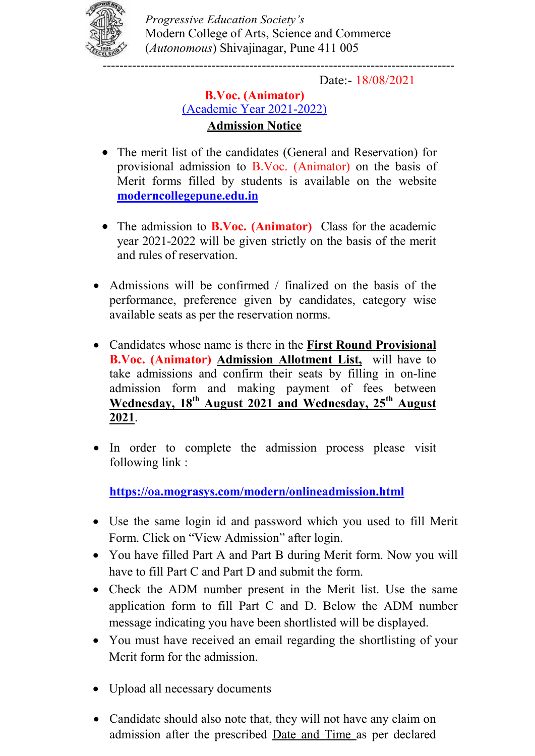*Progressive Education Society's*
Modern College of Arts, Science and Commerce
(*Autonomous*) Shivajinagar, Pune 411 005

---

Date:- 18/08/2021

**B.Voc. (Animator)**
(Academic Year 2021-2022)
**Admission Notice**

- The merit list of the candidates (General and Reservation) for provisional admission to B.Voc. (Animator) on the basis of Merit forms filled by students is available on the website **moderncollegepune.edu.in**

- The admission to **B.Voc. (Animator)** Class for the academic year 2021-2022 will be given strictly on the basis of the merit and rules of reservation.

- Admissions will be confirmed / finalized on the basis of the performance, preference given by candidates, category wise available seats as per the reservation norms.

- Candidates whose name is there in the **First Round Provisional B.Voc. (Animator) Admission Allotment List,** will have to take admissions and confirm their seats by filling in on-line admission form and making payment of fees between **Wednesday, 18th August 2021 and Wednesday, 25th August 2021**.

- In order to complete the admission process please visit following link :

  **https://oa.mograsys.com/modern/onlineadmission.html**

- Use the same login id and password which you used to fill Merit Form. Click on "View Admission" after login.
- You have filled Part A and Part B during Merit form. Now you will have to fill Part C and Part D and submit the form.
- Check the ADM number present in the Merit list. Use the same application form to fill Part C and D. Below the ADM number message indicating you have been shortlisted will be displayed.
- You must have received an email regarding the shortlisting of your Merit form for the admission.

- Upload all necessary documents

- Candidate should also note that, they will not have any claim on admission after the prescribed Date and Time as per declared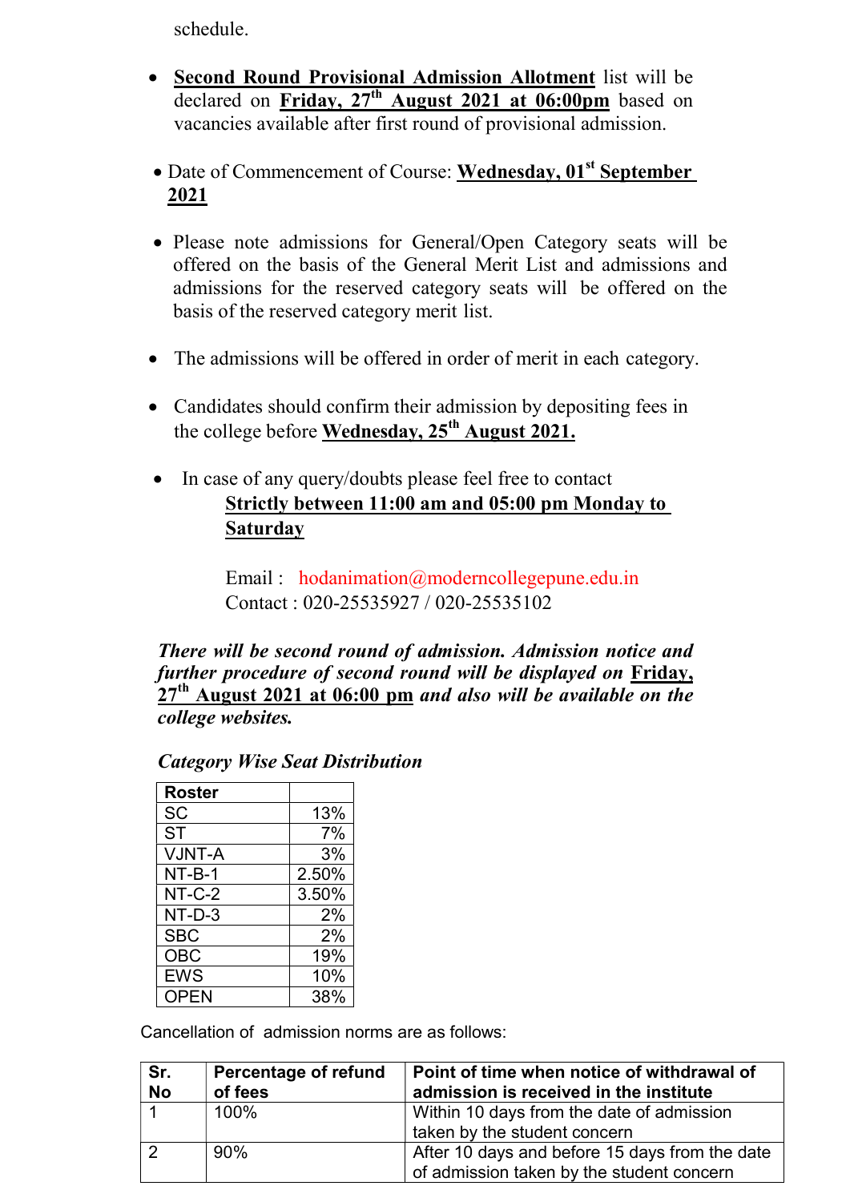schedule.

- **Second Round Provisional Admission Allotment** list will be declared on **Friday, 27th August 2021 at 06:00pm** based on vacancies available after first round of provisional admission.

- Date of Commencement of Course: **Wednesday, 01st September 2021**

- Please note admissions for General/Open Category seats will be offered on the basis of the General Merit List and admissions and admissions for the reserved category seats will be offered on the basis of the reserved category merit list.

- The admissions will be offered in order of merit in each category.

- Candidates should confirm their admission by depositing fees in the college before **Wednesday, 25th August 2021.**

- In case of any query/doubts please feel free to contact
  **Strictly between 11:00 am and 05:00 pm Monday to Saturday**

  Email : hodanimation@moderncollegepune.edu.in
  Contact : 020-25535927 / 020-25535102

***There will be second round of admission. Admission notice and further procedure of second round will be displayed on Friday, 27th August 2021 at 06:00 pm and also will be available on the college websites.***

***Category Wise Seat Distribution***

| Roster | |
|---|---|
| SC | 13% |
| ST | 7% |
| VJNT-A | 3% |
| NT-B-1 | 2.50% |
| NT-C-2 | 3.50% |
| NT-D-3 | 2% |
| SBC | 2% |
| OBC | 19% |
| EWS | 10% |
| OPEN | 38% |

Cancellation of admission norms are as follows:

| Sr. No | Percentage of refund of fees | Point of time when notice of withdrawal of admission is received in the institute |
|---|---|---|
| 1 | 100% | Within 10 days from the date of admission taken by the student concern |
| 2 | 90% | After 10 days and before 15 days from the date of admission taken by the student concern |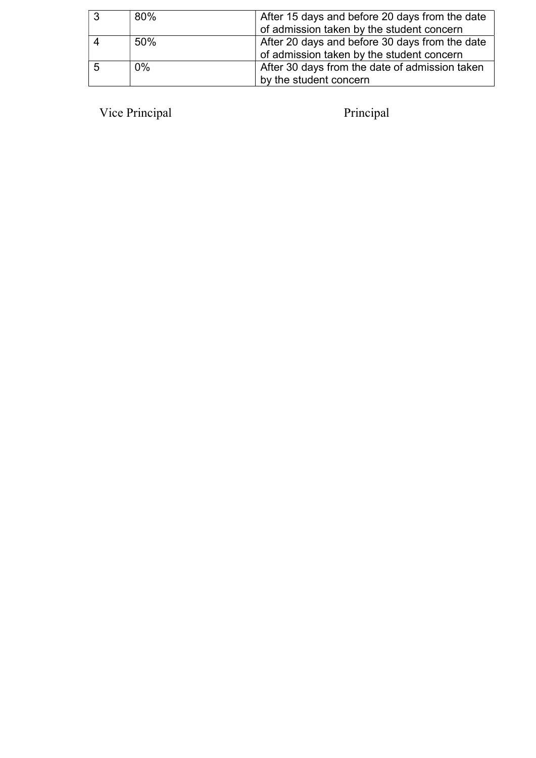| | | |
|---|---|---|
| 3 | 80% | After 15 days and before 20 days from the date of admission taken by the student concern |
| 4 | 50% | After 20 days and before 30 days from the date of admission taken by the student concern |
| 5 | 0% | After 30 days from the date of admission taken by the student concern |

Vice Principal

Principal